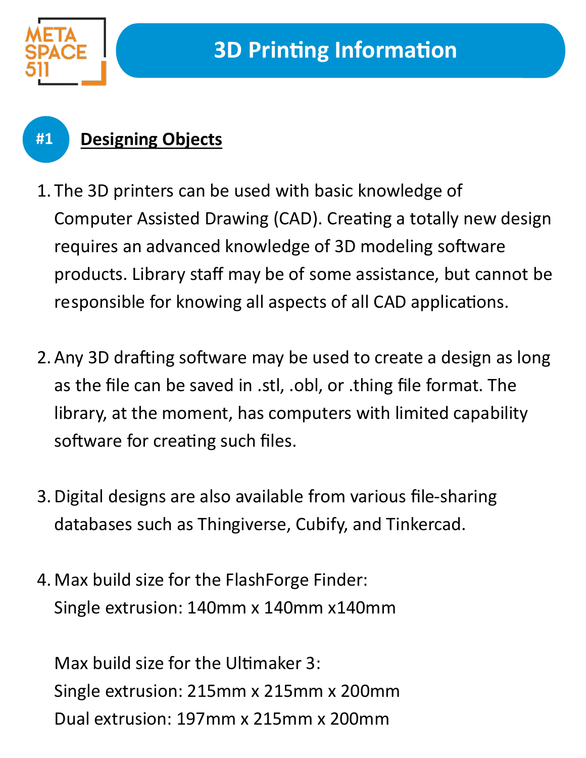META SPACE 511

# 3D Printing Information

## #1 Designing Objects

1. The 3D printers can be used with basic knowledge of Computer Assisted Drawing (CAD). Creating a totally new design requires an advanced knowledge of 3D modeling software products. Library staff may be of some assistance, but cannot be responsible for knowing all aspects of all CAD applications.

2. Any 3D drafting software may be used to create a design as long as the file can be saved in .stl, .obl, or .thing file format. The library, at the moment, has computers with limited capability software for creating such files.

3. Digital designs are also available from various file-sharing databases such as Thingiverse, Cubify, and Tinkercad.

4. Max build size for the FlashForge Finder:
   Single extrusion: 140mm x 140mm x140mm

   Max build size for the Ultimaker 3:
   Single extrusion: 215mm x 215mm x 200mm
   Dual extrusion: 197mm x 215mm x 200mm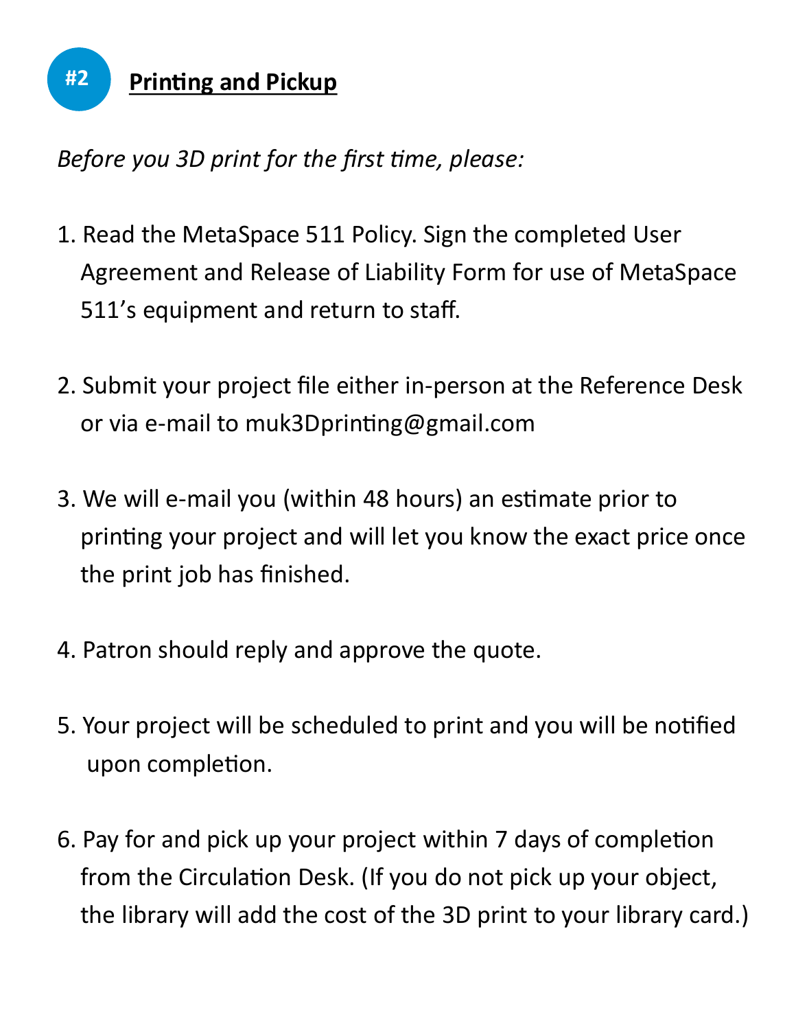## #2 Printing and Pickup

*Before you 3D print for the first time, please:*

1. Read the MetaSpace 511 Policy. Sign the completed User Agreement and Release of Liability Form for use of MetaSpace 511's equipment and return to staff.

2. Submit your project file either in-person at the Reference Desk or via e-mail to muk3Dprinting@gmail.com

3. We will e-mail you (within 48 hours) an estimate prior to printing your project and will let you know the exact price once the print job has finished.

4. Patron should reply and approve the quote.

5. Your project will be scheduled to print and you will be notified upon completion.

6. Pay for and pick up your project within 7 days of completion from the Circulation Desk. (If you do not pick up your object, the library will add the cost of the 3D print to your library card.)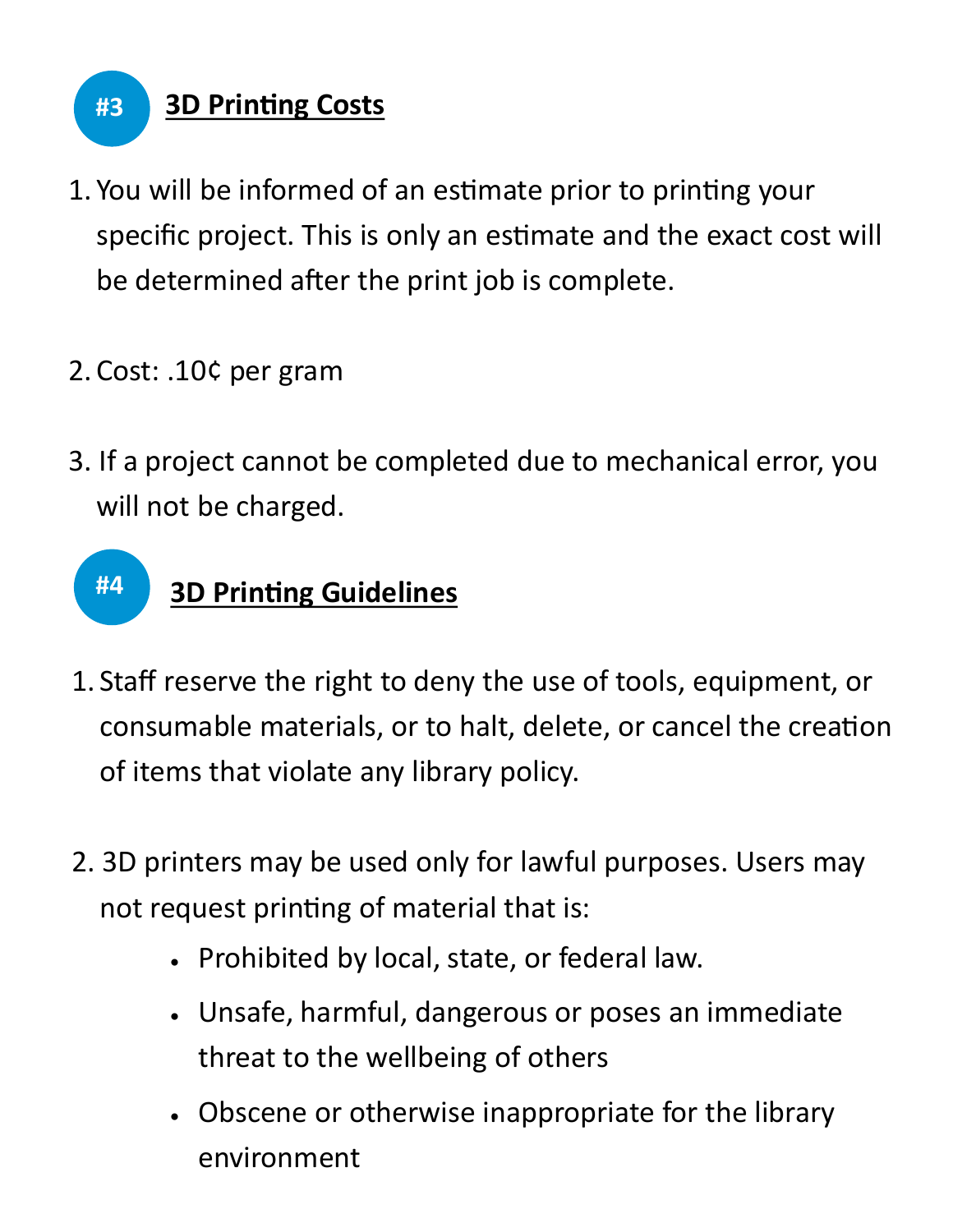## #3 3D Printing Costs

1. You will be informed of an estimate prior to printing your specific project. This is only an estimate and the exact cost will be determined after the print job is complete.

2. Cost: .10¢ per gram

3. If a project cannot be completed due to mechanical error, you will not be charged.

## #4 3D Printing Guidelines

1. Staff reserve the right to deny the use of tools, equipment, or consumable materials, or to halt, delete, or cancel the creation of items that violate any library policy.

2. 3D printers may be used only for lawful purposes. Users may not request printing of material that is:
   - Prohibited by local, state, or federal law.
   - Unsafe, harmful, dangerous or poses an immediate threat to the wellbeing of others
   - Obscene or otherwise inappropriate for the library environment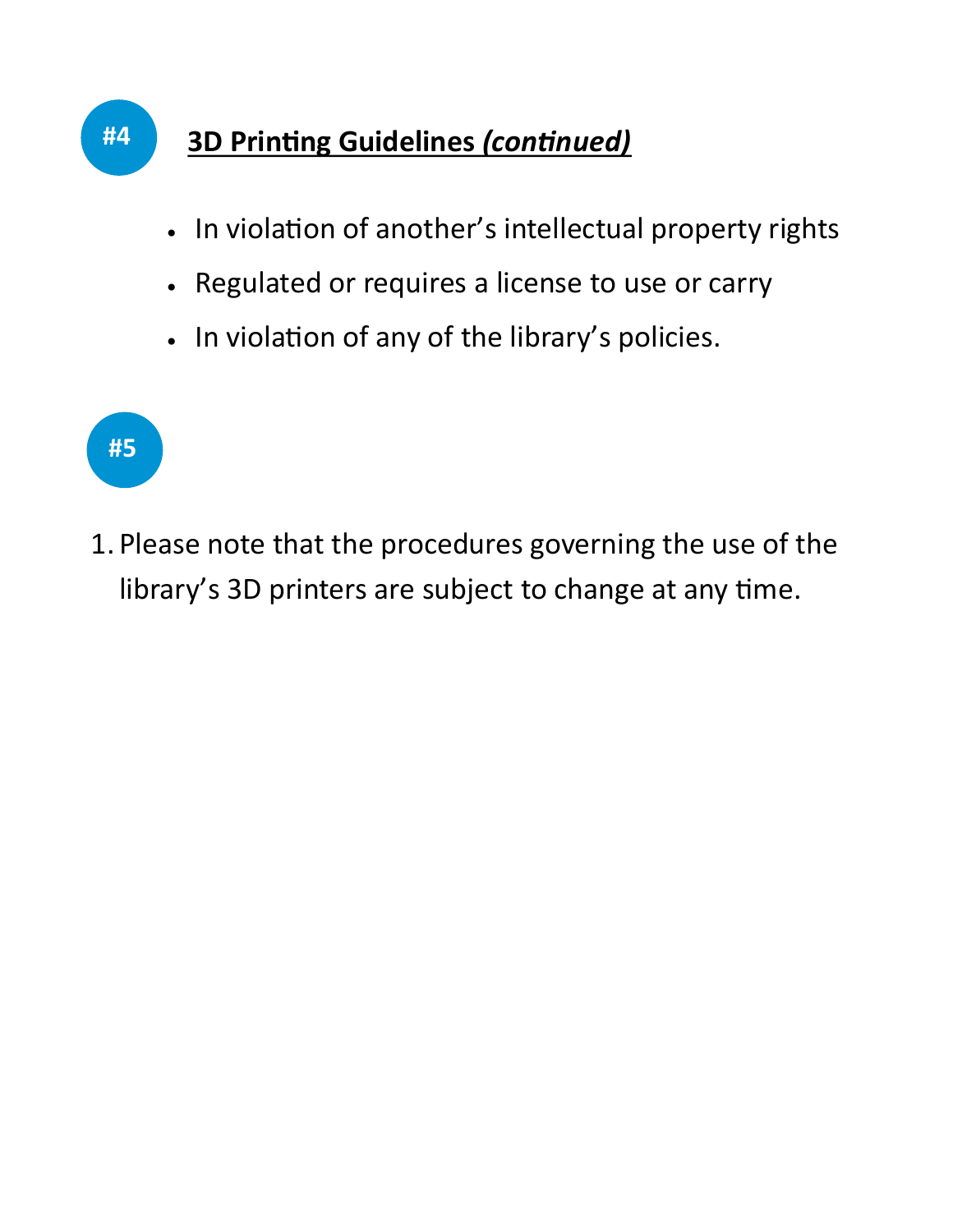**#4** 3D Printing Guidelines *(continued)*

- In violation of another's intellectual property rights
- Regulated or requires a license to use or carry
- In violation of any of the library's policies.

**#5**

1. Please note that the procedures governing the use of the library's 3D printers are subject to change at any time.